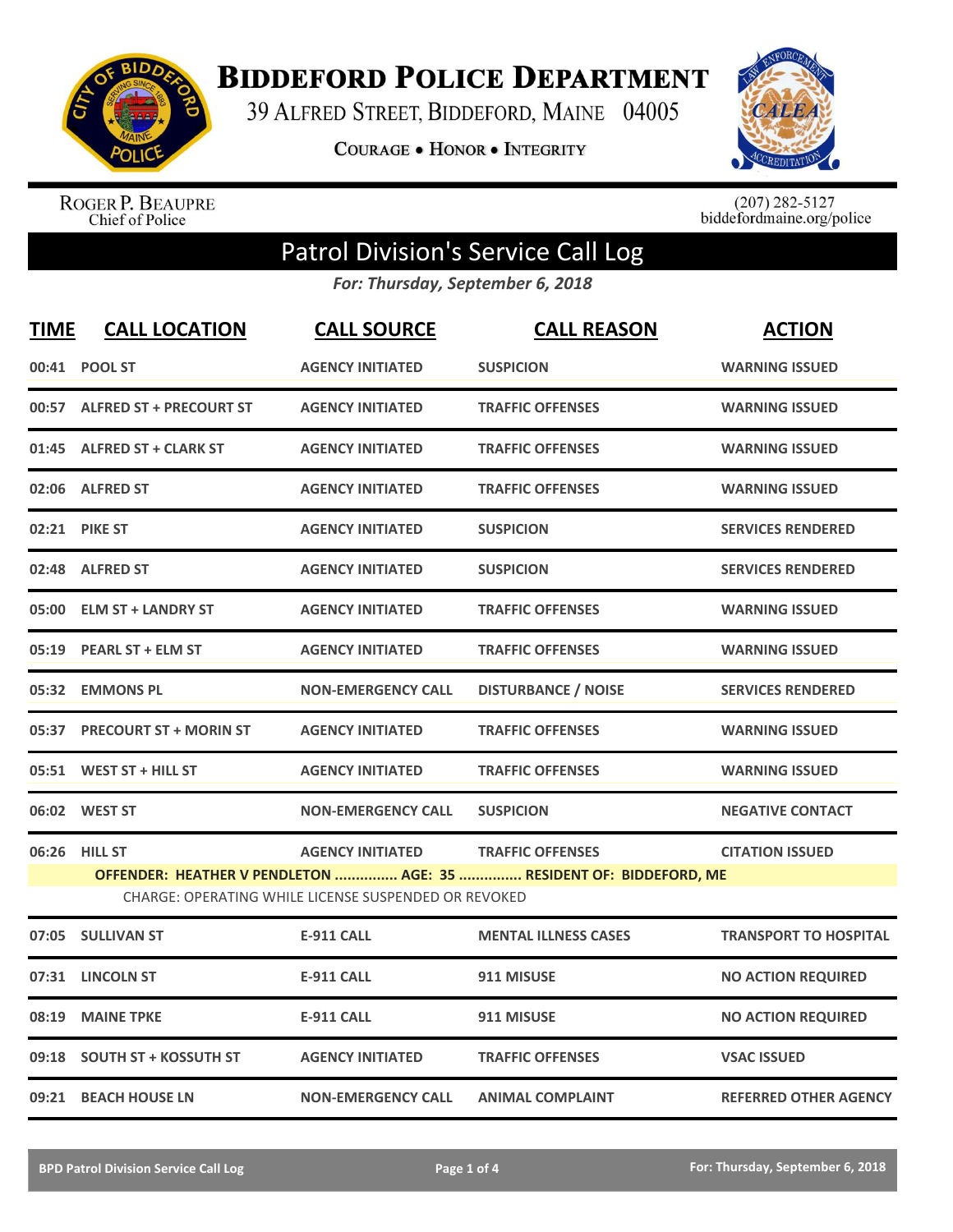# BIDDEFORD POLICE DEPARTMENT

39 ALFRED STREET, BIDDEFORD, MAINE 04005

COURAGE • HONOR • INTEGRITY

ROGER P. BEAUPRE
Chief of Police

(207) 282-5127
biddefordmaine.org/police

## Patrol Division's Service Call Log

*For: Thursday, September 6, 2018*

| TIME | CALL LOCATION | CALL SOURCE | CALL REASON | ACTION |
|---|---|---|---|---|
| 00:41 | POOL ST | AGENCY INITIATED | SUSPICION | WARNING ISSUED |
| 00:57 | ALFRED ST + PRECOURT ST | AGENCY INITIATED | TRAFFIC OFFENSES | WARNING ISSUED |
| 01:45 | ALFRED ST + CLARK ST | AGENCY INITIATED | TRAFFIC OFFENSES | WARNING ISSUED |
| 02:06 | ALFRED ST | AGENCY INITIATED | TRAFFIC OFFENSES | WARNING ISSUED |
| 02:21 | PIKE ST | AGENCY INITIATED | SUSPICION | SERVICES RENDERED |
| 02:48 | ALFRED ST | AGENCY INITIATED | SUSPICION | SERVICES RENDERED |
| 05:00 | ELM ST + LANDRY ST | AGENCY INITIATED | TRAFFIC OFFENSES | WARNING ISSUED |
| 05:19 | PEARL ST + ELM ST | AGENCY INITIATED | TRAFFIC OFFENSES | WARNING ISSUED |
| 05:32 | EMMONS PL | NON-EMERGENCY CALL | DISTURBANCE / NOISE | SERVICES RENDERED |
| 05:37 | PRECOURT ST + MORIN ST | AGENCY INITIATED | TRAFFIC OFFENSES | WARNING ISSUED |
| 05:51 | WEST ST + HILL ST | AGENCY INITIATED | TRAFFIC OFFENSES | WARNING ISSUED |
| 06:02 | WEST ST | NON-EMERGENCY CALL | SUSPICION | NEGATIVE CONTACT |
| 06:26 | HILL ST | AGENCY INITIATED | TRAFFIC OFFENSES | CITATION ISSUED |
| | OFFENDER: HEATHER V PENDLETON ............... AGE: 35 ............... RESIDENT OF: BIDDEFORD, ME | | | |
| | CHARGE: OPERATING WHILE LICENSE SUSPENDED OR REVOKED | | | |
| 07:05 | SULLIVAN ST | E-911 CALL | MENTAL ILLNESS CASES | TRANSPORT TO HOSPITAL |
| 07:31 | LINCOLN ST | E-911 CALL | 911 MISUSE | NO ACTION REQUIRED |
| 08:19 | MAINE TPKE | E-911 CALL | 911 MISUSE | NO ACTION REQUIRED |
| 09:18 | SOUTH ST + KOSSUTH ST | AGENCY INITIATED | TRAFFIC OFFENSES | VSAC ISSUED |
| 09:21 | BEACH HOUSE LN | NON-EMERGENCY CALL | ANIMAL COMPLAINT | REFERRED OTHER AGENCY |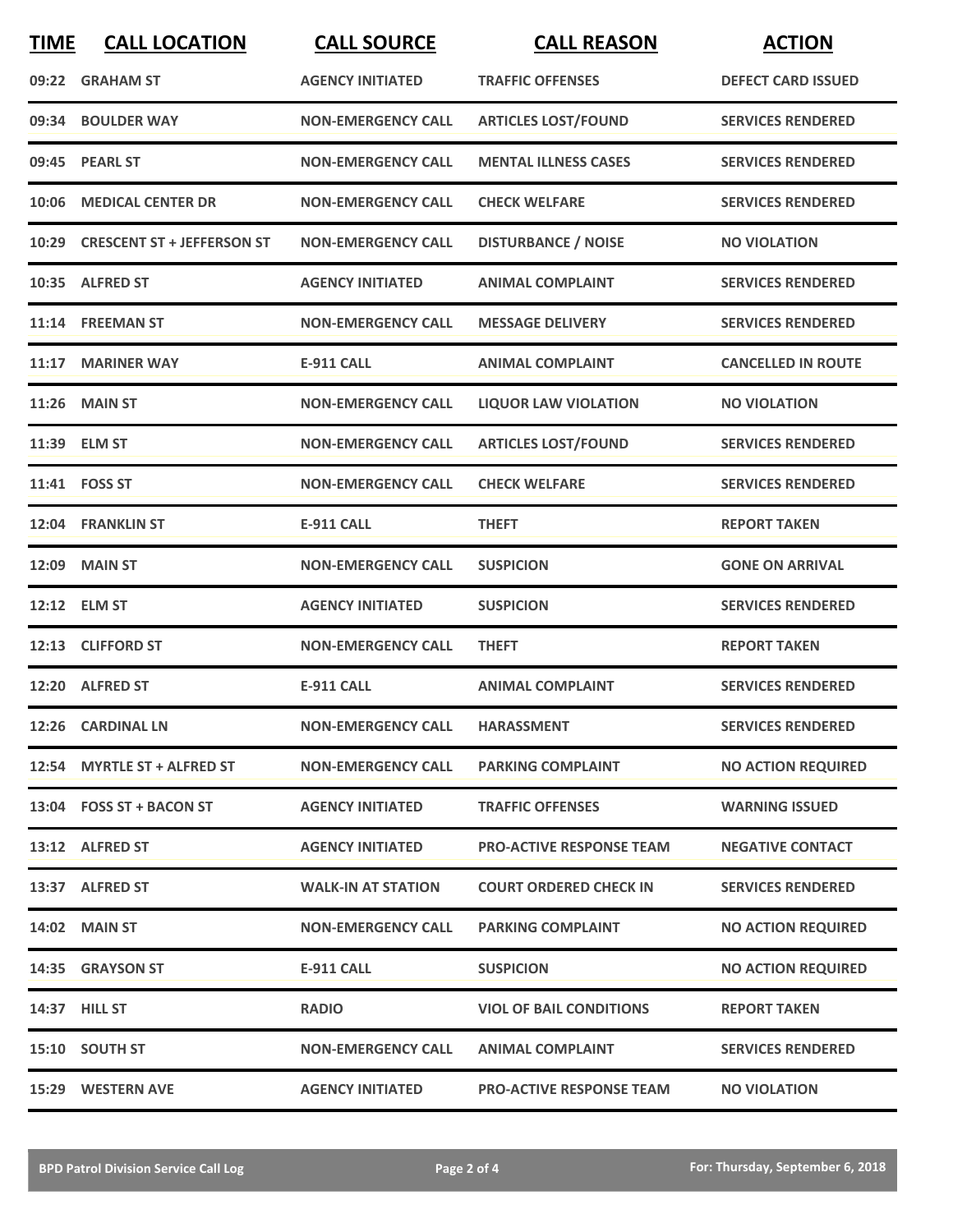| TIME | CALL LOCATION | CALL SOURCE | CALL REASON | ACTION |
| --- | --- | --- | --- | --- |
| 09:22 | GRAHAM ST | AGENCY INITIATED | TRAFFIC OFFENSES | DEFECT CARD ISSUED |
| 09:34 | BOULDER WAY | NON-EMERGENCY CALL | ARTICLES LOST/FOUND | SERVICES RENDERED |
| 09:45 | PEARL ST | NON-EMERGENCY CALL | MENTAL ILLNESS CASES | SERVICES RENDERED |
| 10:06 | MEDICAL CENTER DR | NON-EMERGENCY CALL | CHECK WELFARE | SERVICES RENDERED |
| 10:29 | CRESCENT ST + JEFFERSON ST | NON-EMERGENCY CALL | DISTURBANCE / NOISE | NO VIOLATION |
| 10:35 | ALFRED ST | AGENCY INITIATED | ANIMAL COMPLAINT | SERVICES RENDERED |
| 11:14 | FREEMAN ST | NON-EMERGENCY CALL | MESSAGE DELIVERY | SERVICES RENDERED |
| 11:17 | MARINER WAY | E-911 CALL | ANIMAL COMPLAINT | CANCELLED IN ROUTE |
| 11:26 | MAIN ST | NON-EMERGENCY CALL | LIQUOR LAW VIOLATION | NO VIOLATION |
| 11:39 | ELM ST | NON-EMERGENCY CALL | ARTICLES LOST/FOUND | SERVICES RENDERED |
| 11:41 | FOSS ST | NON-EMERGENCY CALL | CHECK WELFARE | SERVICES RENDERED |
| 12:04 | FRANKLIN ST | E-911 CALL | THEFT | REPORT TAKEN |
| 12:09 | MAIN ST | NON-EMERGENCY CALL | SUSPICION | GONE ON ARRIVAL |
| 12:12 | ELM ST | AGENCY INITIATED | SUSPICION | SERVICES RENDERED |
| 12:13 | CLIFFORD ST | NON-EMERGENCY CALL | THEFT | REPORT TAKEN |
| 12:20 | ALFRED ST | E-911 CALL | ANIMAL COMPLAINT | SERVICES RENDERED |
| 12:26 | CARDINAL LN | NON-EMERGENCY CALL | HARASSMENT | SERVICES RENDERED |
| 12:54 | MYRTLE ST + ALFRED ST | NON-EMERGENCY CALL | PARKING COMPLAINT | NO ACTION REQUIRED |
| 13:04 | FOSS ST + BACON ST | AGENCY INITIATED | TRAFFIC OFFENSES | WARNING ISSUED |
| 13:12 | ALFRED ST | AGENCY INITIATED | PRO-ACTIVE RESPONSE TEAM | NEGATIVE CONTACT |
| 13:37 | ALFRED ST | WALK-IN AT STATION | COURT ORDERED CHECK IN | SERVICES RENDERED |
| 14:02 | MAIN ST | NON-EMERGENCY CALL | PARKING COMPLAINT | NO ACTION REQUIRED |
| 14:35 | GRAYSON ST | E-911 CALL | SUSPICION | NO ACTION REQUIRED |
| 14:37 | HILL ST | RADIO | VIOL OF BAIL CONDITIONS | REPORT TAKEN |
| 15:10 | SOUTH ST | NON-EMERGENCY CALL | ANIMAL COMPLAINT | SERVICES RENDERED |
| 15:29 | WESTERN AVE | AGENCY INITIATED | PRO-ACTIVE RESPONSE TEAM | NO VIOLATION |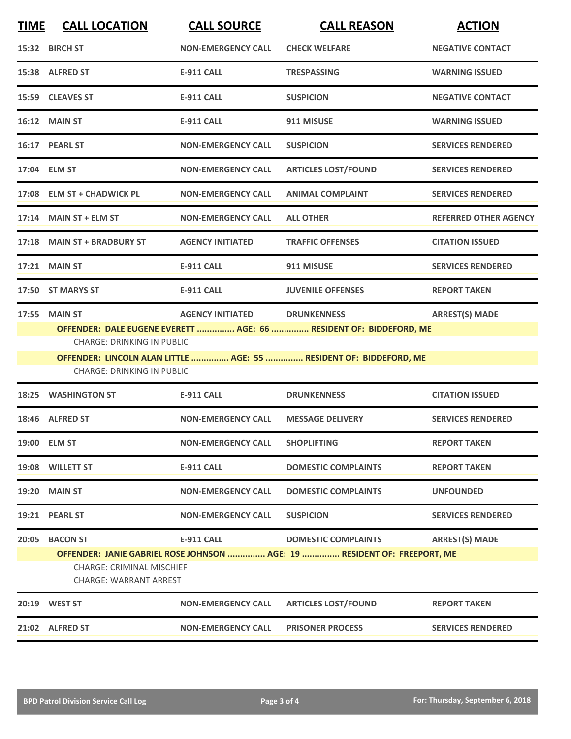| TIME | CALL LOCATION | CALL SOURCE | CALL REASON | ACTION |
|---|---|---|---|---|
| 15:32 | BIRCH ST | NON-EMERGENCY CALL | CHECK WELFARE | NEGATIVE CONTACT |
| 15:38 | ALFRED ST | E-911 CALL | TRESPASSING | WARNING ISSUED |
| 15:59 | CLEAVES ST | E-911 CALL | SUSPICION | NEGATIVE CONTACT |
| 16:12 | MAIN ST | E-911 CALL | 911 MISUSE | WARNING ISSUED |
| 16:17 | PEARL ST | NON-EMERGENCY CALL | SUSPICION | SERVICES RENDERED |
| 17:04 | ELM ST | NON-EMERGENCY CALL | ARTICLES LOST/FOUND | SERVICES RENDERED |
| 17:08 | ELM ST + CHADWICK PL | NON-EMERGENCY CALL | ANIMAL COMPLAINT | SERVICES RENDERED |
| 17:14 | MAIN ST + ELM ST | NON-EMERGENCY CALL | ALL OTHER | REFERRED OTHER AGENCY |
| 17:18 | MAIN ST + BRADBURY ST | AGENCY INITIATED | TRAFFIC OFFENSES | CITATION ISSUED |
| 17:21 | MAIN ST | E-911 CALL | 911 MISUSE | SERVICES RENDERED |
| 17:50 | ST MARYS ST | E-911 CALL | JUVENILE OFFENSES | REPORT TAKEN |
| 17:55 | MAIN ST | AGENCY INITIATED | DRUNKENNESS | ARREST(S) MADE |
| | OFFENDER: DALE EUGENE EVERETT ............... AGE: 66 ............... RESIDENT OF: BIDDEFORD, ME | | | |
| | CHARGE: DRINKING IN PUBLIC | | | |
| | OFFENDER: LINCOLN ALAN LITTLE ............... AGE: 55 ............... RESIDENT OF: BIDDEFORD, ME | | | |
| | CHARGE: DRINKING IN PUBLIC | | | |
| 18:25 | WASHINGTON ST | E-911 CALL | DRUNKENNESS | CITATION ISSUED |
| 18:46 | ALFRED ST | NON-EMERGENCY CALL | MESSAGE DELIVERY | SERVICES RENDERED |
| 19:00 | ELM ST | NON-EMERGENCY CALL | SHOPLIFTING | REPORT TAKEN |
| 19:08 | WILLETT ST | E-911 CALL | DOMESTIC COMPLAINTS | REPORT TAKEN |
| 19:20 | MAIN ST | NON-EMERGENCY CALL | DOMESTIC COMPLAINTS | UNFOUNDED |
| 19:21 | PEARL ST | NON-EMERGENCY CALL | SUSPICION | SERVICES RENDERED |
| 20:05 | BACON ST | E-911 CALL | DOMESTIC COMPLAINTS | ARREST(S) MADE |
| | OFFENDER: JANIE GABRIEL ROSE JOHNSON ............... AGE: 19 ............... RESIDENT OF: FREEPORT, ME | | | |
| | CHARGE: CRIMINAL MISCHIEF | | | |
| | CHARGE: WARRANT ARREST | | | |
| 20:19 | WEST ST | NON-EMERGENCY CALL | ARTICLES LOST/FOUND | REPORT TAKEN |
| 21:02 | ALFRED ST | NON-EMERGENCY CALL | PRISONER PROCESS | SERVICES RENDERED |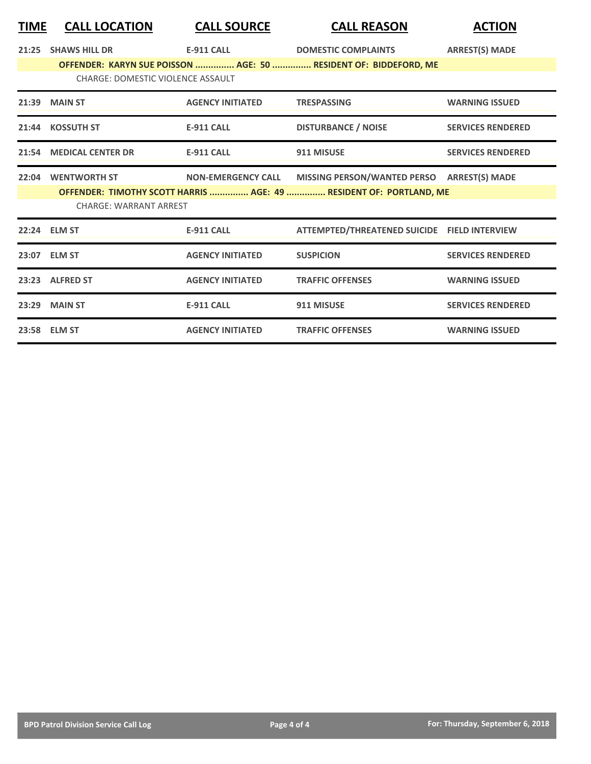| TIME | CALL LOCATION | CALL SOURCE | CALL REASON | ACTION |
|---|---|---|---|---|
| 21:25 | SHAWS HILL DR | E-911 CALL | DOMESTIC COMPLAINTS | ARREST(S) MADE |
| | OFFENDER: KARYN SUE POISSON ............... AGE: 50 ............... RESIDENT OF: BIDDEFORD, ME | | | |
| | CHARGE: DOMESTIC VIOLENCE ASSAULT | | | |
| 21:39 | MAIN ST | AGENCY INITIATED | TRESPASSING | WARNING ISSUED |
| 21:44 | KOSSUTH ST | E-911 CALL | DISTURBANCE / NOISE | SERVICES RENDERED |
| 21:54 | MEDICAL CENTER DR | E-911 CALL | 911 MISUSE | SERVICES RENDERED |
| 22:04 | WENTWORTH ST | NON-EMERGENCY CALL | MISSING PERSON/WANTED PERSO | ARREST(S) MADE |
| | OFFENDER: TIMOTHY SCOTT HARRIS ............... AGE: 49 ............... RESIDENT OF: PORTLAND, ME | | | |
| | CHARGE: WARRANT ARREST | | | |
| 22:24 | ELM ST | E-911 CALL | ATTEMPTED/THREATENED SUICIDE | FIELD INTERVIEW |
| 23:07 | ELM ST | AGENCY INITIATED | SUSPICION | SERVICES RENDERED |
| 23:23 | ALFRED ST | AGENCY INITIATED | TRAFFIC OFFENSES | WARNING ISSUED |
| 23:29 | MAIN ST | E-911 CALL | 911 MISUSE | SERVICES RENDERED |
| 23:58 | ELM ST | AGENCY INITIATED | TRAFFIC OFFENSES | WARNING ISSUED |